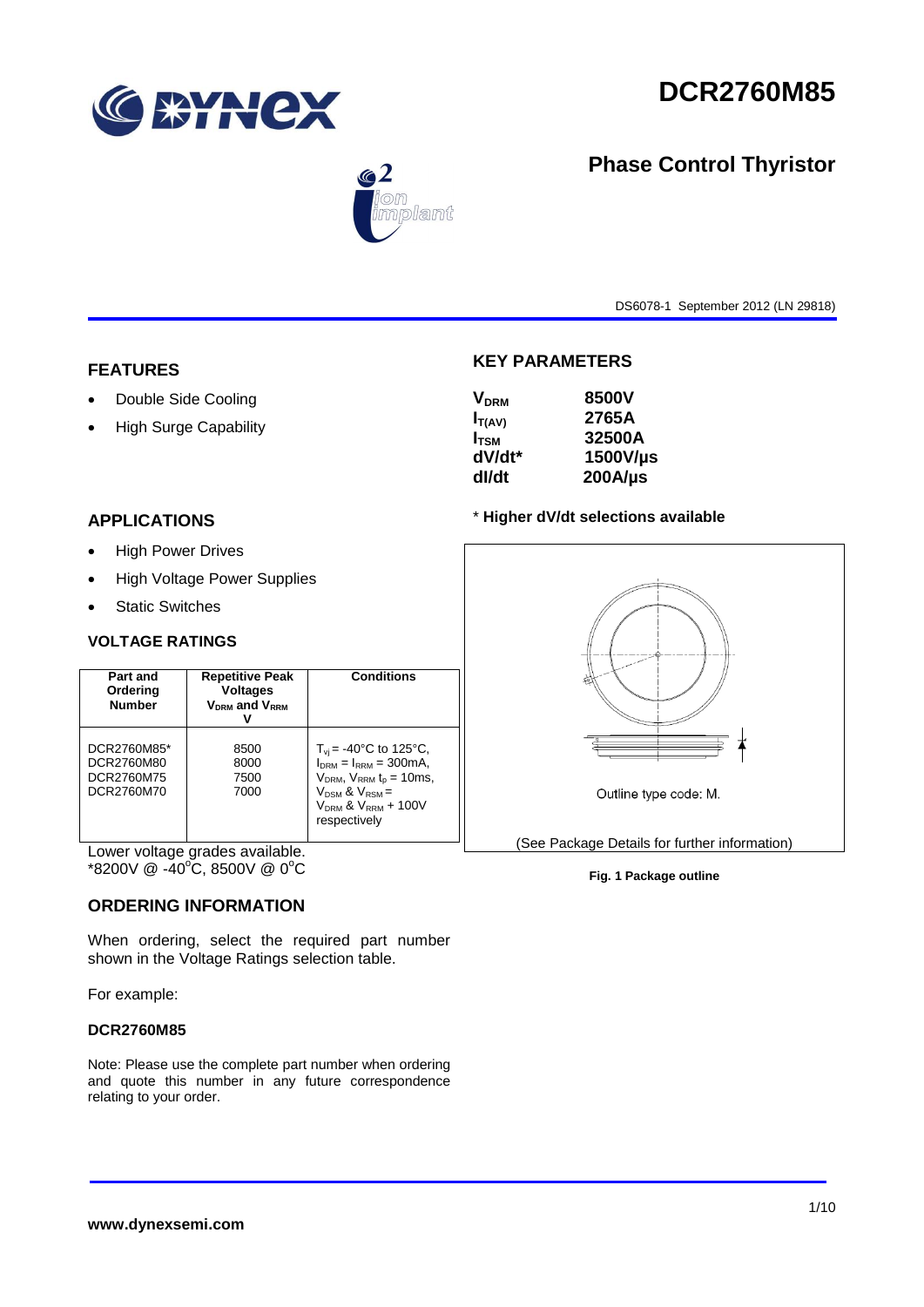# DCR2760M85

## Phase Control Thyristor

DS6078-1 September 2012 (LN 29818)

## FEATURES

- Double Side Cooling
- High Surge Capability

## APPLICATIONS

- High Power Drives
- High Voltage Power Supplies
- Static Switches

## KEY PARAMETERS

| | |
|---|---|
| $V_{DRM}$ | **8500V** |
| $I_{T(AV)}$ | **2765A** |
| $I_{TSM}$ | **32500A** |
| dV/dt* | **1500V/µs** |
| dI/dt | **200A/µs** |

\* **Higher dV/dt selections available**

## VOLTAGE RATINGS

| Part and Ordering Number | Repetitive Peak Voltages $V_{DRM}$ and $V_{RRM}$ V | Conditions |
|---|---|---|
| DCR2760M85*<br>DCR2760M80<br>DCR2760M75<br>DCR2760M70 | 8500<br>8000<br>7500<br>7000 | $T_{vj}$ = -40°C to 125°C, $I_{DRM}$ = $I_{RRM}$ = 300mA, $V_{DRM}$, $V_{RRM}$ $t_p$ = 10ms, $V_{DSM}$ & $V_{RSM}$ = $V_{DRM}$ & $V_{RRM}$ + 100V respectively |

Lower voltage grades available.
*8200V @ -40°C, 8500V @ 0°C

Outline type code: M.

(See Package Details for further information)

**Fig. 1 Package outline**

## ORDERING INFORMATION

When ordering, select the required part number shown in the Voltage Ratings selection table.

For example:

**DCR2760M85**

Note: Please use the complete part number when ordering and quote this number in any future correspondence relating to your order.

**www.dynexsemi.com**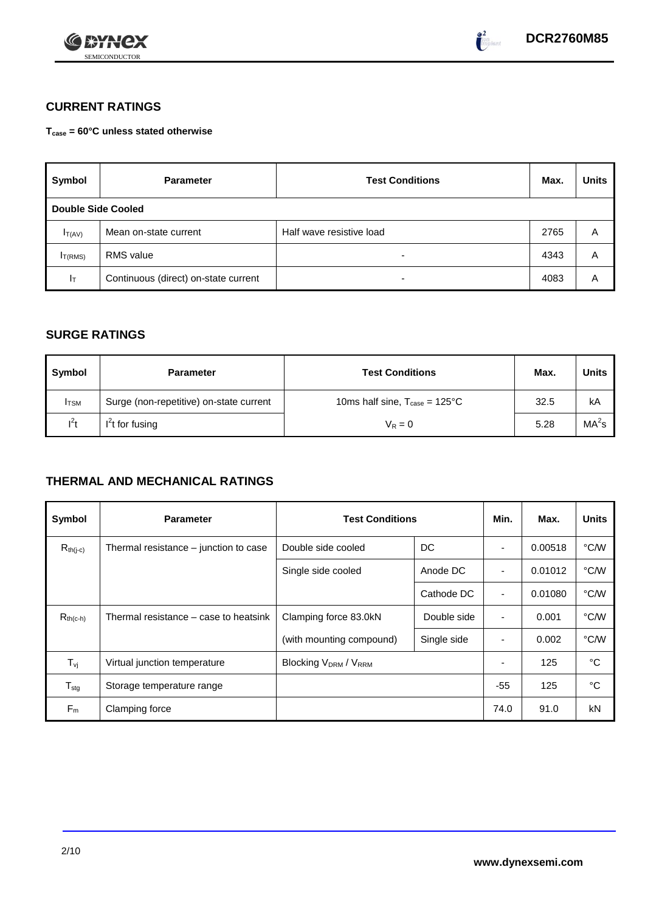## CURRENT RATINGS

**$T_{case}$ = 60°C unless stated otherwise**

| Symbol | Parameter | Test Conditions | Max. | Units |
|---|---|---|---|---|
| **Double Side Cooled** | | | | |
| $I_{T(AV)}$ | Mean on-state current | Half wave resistive load | 2765 | A |
| $I_{T(RMS)}$ | RMS value | - | 4343 | A |
| $I_T$ | Continuous (direct) on-state current | - | 4083 | A |

## SURGE RATINGS

| Symbol | Parameter | Test Conditions | Max. | Units |
|---|---|---|---|---|
| $I_{TSM}$ | Surge (non-repetitive) on-state current | 10ms half sine, $T_{case}$ = 125°C | 32.5 | kA |
| $I^2t$ | $I^2t$ for fusing | $V_R = 0$ | 5.28 | $MA^2s$ |

## THERMAL AND MECHANICAL RATINGS

| Symbol | Parameter | Test Conditions | | Min. | Max. | Units |
|---|---|---|---|---|---|---|
| $R_{th(j-c)}$ | Thermal resistance – junction to case | Double side cooled | DC | - | 0.00518 | °C/W |
| | | Single side cooled | Anode DC | - | 0.01012 | °C/W |
| | | | Cathode DC | - | 0.01080 | °C/W |
| $R_{th(c-h)}$ | Thermal resistance – case to heatsink | Clamping force 83.0kN | Double side | - | 0.001 | °C/W |
| | | (with mounting compound) | Single side | - | 0.002 | °C/W |
| $T_{vj}$ | Virtual junction temperature | Blocking $V_{DRM}$ / $V_{RRM}$ | | - | 125 | °C |
| $T_{stg}$ | Storage temperature range | | | -55 | 125 | °C |
| $F_m$ | Clamping force | | | 74.0 | 91.0 | kN |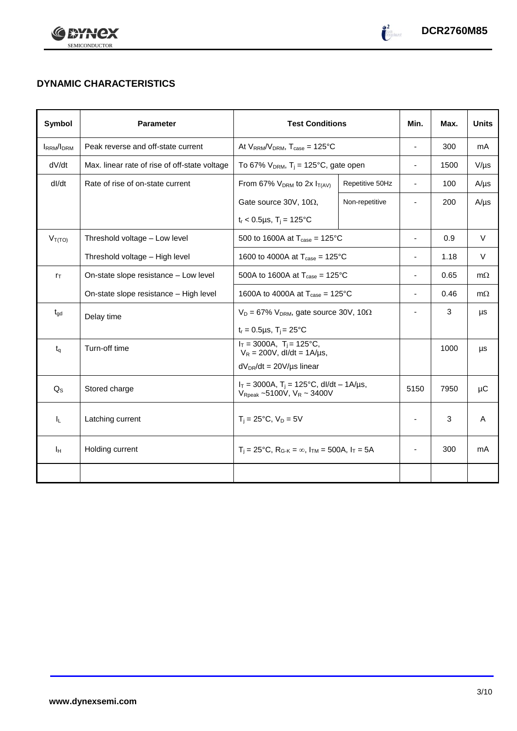## DYNAMIC CHARACTERISTICS

| Symbol | Parameter | Test Conditions | | Min. | Max. | Units |
|---|---|---|---|---|---|---|
| $I_{RRM}/I_{DRM}$ | Peak reverse and off-state current | At $V_{RRM}/V_{DRM}$, $T_{case}$ = 125°C | | - | 300 | mA |
| dV/dt | Max. linear rate of rise of off-state voltage | To 67% $V_{DRM}$, $T_j$ = 125°C, gate open | | - | 1500 | V/µs |
| dI/dt | Rate of rise of on-state current | From 67% $V_{DRM}$ to 2x $I_{T(AV)}$ | Repetitive 50Hz | - | 100 | A/µs |
| | | Gate source 30V, 10Ω, | Non-repetitive | - | 200 | A/µs |
| | | $t_r$ < 0.5µs, $T_j$ = 125°C | | | | |
| $V_{T(TO)}$ | Threshold voltage – Low level | 500 to 1600A at $T_{case}$ = 125°C | | - | 0.9 | V |
| | Threshold voltage – High level | 1600 to 4000A at $T_{case}$ = 125°C | | - | 1.18 | V |
| $r_T$ | On-state slope resistance – Low level | 500A to 1600A at $T_{case}$ = 125°C | | - | 0.65 | mΩ |
| | On-state slope resistance – High level | 1600A to 4000A at $T_{case}$ = 125°C | | - | 0.46 | mΩ |
| $t_{gd}$ | Delay time | $V_D$ = 67% $V_{DRM}$, gate source 30V, 10Ω | | - | 3 | µs |
| | | $t_r$ = 0.5µs, $T_j$ = 25°C | | | | |
| $t_q$ | Turn-off time | $I_T$ = 3000A, $T_j$ = 125°C, $V_R$ = 200V, dI/dt = 1A/µs, | | | 1000 | µs |
| | | $dV_{DR}/dt$ = 20V/µs linear | | | | |
| $Q_S$ | Stored charge | $I_T$ = 3000A, $T_j$ = 125°C, dI/dt – 1A/µs, $V_{Rpeak}$ ~5100V, $V_R$ ~ 3400V | | 5150 | 7950 | µC |
| $I_L$ | Latching current | $T_j$ = 25°C, $V_D$ = 5V | | - | 3 | A |
| $I_H$ | Holding current | $T_j$ = 25°C, $R_{G-K}$ = ∞, $I_{TM}$ = 500A, $I_T$ = 5A | | - | 300 | mA |
| | | | | | | |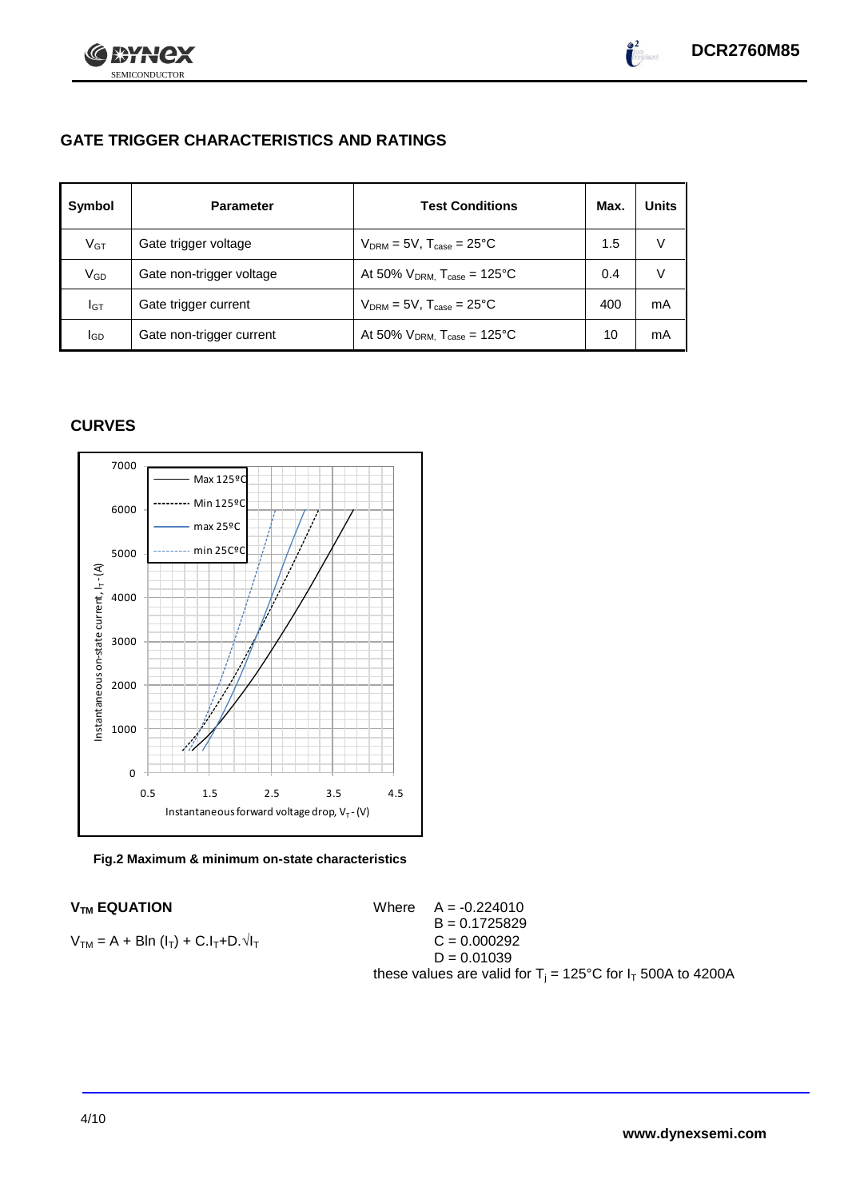## GATE TRIGGER CHARACTERISTICS AND RATINGS

| Symbol | Parameter | Test Conditions | Max. | Units |
|---|---|---|---|---|
| $V_{GT}$ | Gate trigger voltage | $V_{DRM}$ = 5V, $T_{case}$ = 25°C | 1.5 | V |
| $V_{GD}$ | Gate non-trigger voltage | At 50% $V_{DRM}$, $T_{case}$ = 125°C | 0.4 | V |
| $I_{GT}$ | Gate trigger current | $V_{DRM}$ = 5V, $T_{case}$ = 25°C | 400 | mA |
| $I_{GD}$ | Gate non-trigger current | At 50% $V_{DRM}$, $T_{case}$ = 125°C | 10 | mA |

## CURVES

**Fig.2 Maximum & minimum on-state characteristics**

### $V_{TM}$ EQUATION

$$V_{TM} = A + B\ln(I_T) + C.I_T + D.\sqrt{I_T}$$

Where
$A = -0.224010$
$B = 0.1725829$
$C = 0.000292$
$D = 0.01039$

these values are valid for $T_j$ = 125°C for $I_T$ 500A to 4200A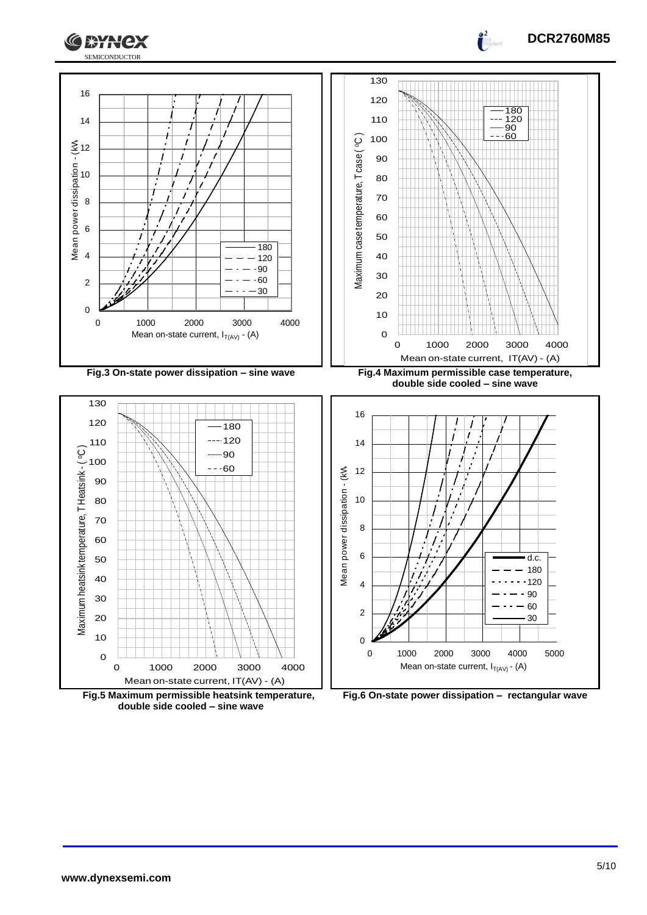Fig.3 On-state power dissipation – sine wave

Fig.4 Maximum permissible case temperature, double side cooled – sine wave

Fig.5 Maximum permissible heatsink temperature, double side cooled – sine wave

Fig.6 On-state power dissipation – rectangular wave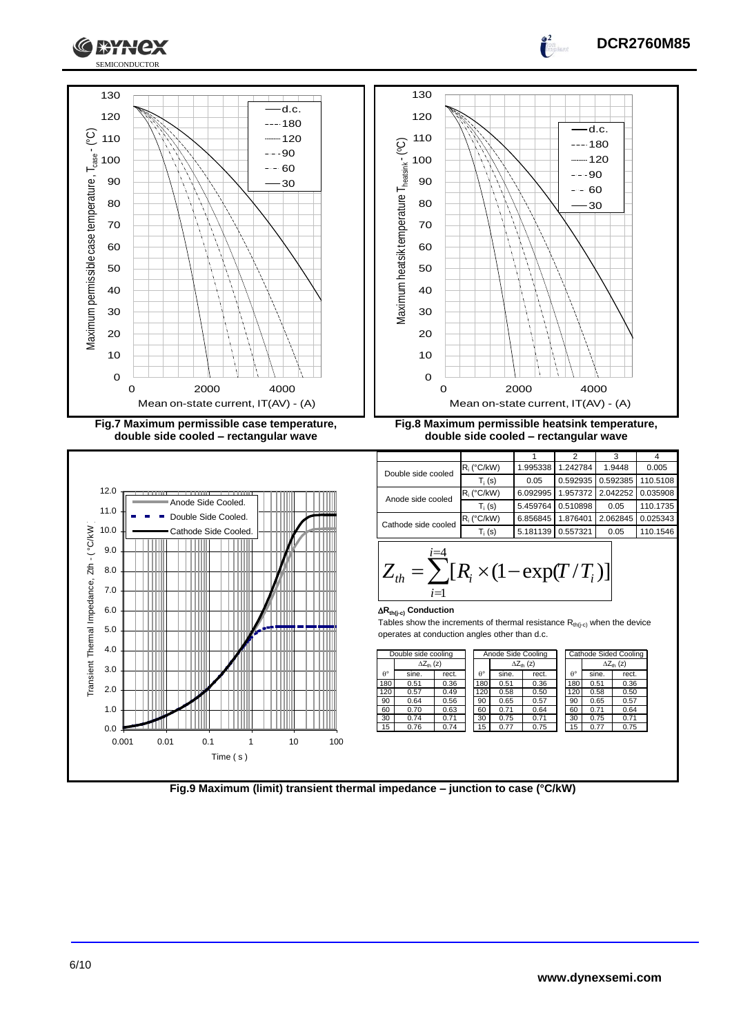Fig.7 Maximum permissible case temperature, double side cooled – rectangular wave

Fig.8 Maximum permissible heatsink temperature, double side cooled – rectangular wave

| | | 1 | 2 | 3 | 4 |
|---|---|---|---|---|---|
| Double side cooled | $R_i$ (°C/kW) | 1.995338 | 1.242784 | 1.9448 | 0.005 |
| | $T_i$ (s) | 0.05 | 0.592935 | 0.592385 | 110.5108 |
| Anode side cooled | $R_i$ (°C/kW) | 6.092995 | 1.957372 | 2.042252 | 0.035908 |
| | $T_i$ (s) | 5.459764 | 0.510898 | 0.05 | 110.1735 |
| Cathode side cooled | $R_i$ (°C/kW) | 6.856845 | 1.876401 | 2.062845 | 0.025343 |
| | $T_i$ (s) | 5.181139 | 0.557321 | 0.05 | 110.1546 |

$$Z_{th} = \sum_{i=1}^{i=4} [R_i \times (1 - \exp(T/T_i))]$$

**$\Delta R_{th(j-c)}$ Conduction**

Tables show the increments of thermal resistance $R_{th(j-c)}$ when the device operates at conduction angles other than d.c.

| Double side cooling | | |
|---|---|---|
| | $\Delta Z_{th}$ (z) | |
| θ° | sine. | rect. |
| 180 | 0.51 | 0.36 |
| 120 | 0.57 | 0.49 |
| 90 | 0.64 | 0.56 |
| 60 | 0.70 | 0.63 |
| 30 | 0.74 | 0.71 |
| 15 | 0.76 | 0.74 |

| Anode Side Cooling | | |
|---|---|---|
| | $\Delta Z_{th}$ (z) | |
| θ° | sine. | rect. |
| 180 | 0.51 | 0.36 |
| 120 | 0.58 | 0.50 |
| 90 | 0.65 | 0.57 |
| 60 | 0.71 | 0.64 |
| 30 | 0.75 | 0.71 |
| 15 | 0.77 | 0.75 |

| Cathode Sided Cooling | | |
|---|---|---|
| | $\Delta Z_{th}$ (z) | |
| θ° | sine. | rect. |
| 180 | 0.51 | 0.36 |
| 120 | 0.58 | 0.50 |
| 90 | 0.65 | 0.57 |
| 60 | 0.71 | 0.64 |
| 30 | 0.75 | 0.71 |
| 15 | 0.77 | 0.75 |

Fig.9 Maximum (limit) transient thermal impedance – junction to case (°C/kW)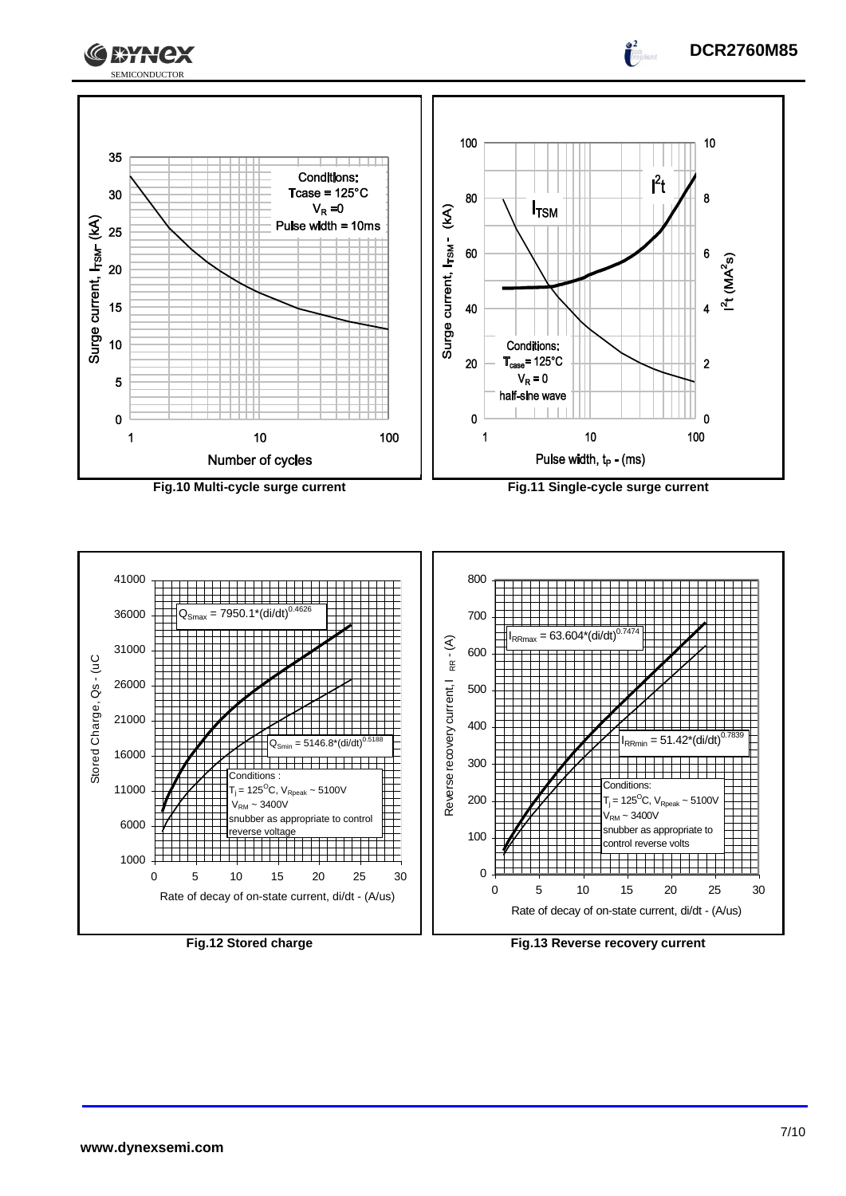Surge current, $I_{TSM}$ - (kA)

Conditions:
Tcase = 125°C
$V_R$ = 0
Pulse width = 10ms

Number of cycles

**Fig.10 Multi-cycle surge current**

Surge current, $I_{TSM}$ - (kA)

$I^2t$ ($MA^2s$)

$I_{TSM}$

$I^2t$

Conditions:
$T_{case}$ = 125°C
$V_R$ = 0
half-sine wave

Pulse width, $t_P$ - (ms)

**Fig.11 Single-cycle surge current**

Stored Charge, Qs - (uC

$Q_{Smax} = 7950.1*(di/dt)^{0.4626}$

$Q_{Smin} = 5146.8*(di/dt)^{0.5188}$

Conditions :
$T_j$ = 125°C, $V_{Rpeak}$ ~ 5100V
$V_{RM}$ ~ 3400V
snubber as appropriate to control reverse voltage

Rate of decay of on-state current, di/dt - (A/us)

**Fig.12 Stored charge**

Reverse recovery current, $I_{RR}$ - (A)

$I_{RRmax} = 63.604*(di/dt)^{0.7474}$

$I_{RRmin} = 51.42*(di/dt)^{0.7839}$

Conditions:
$T_j$ = 125°C, $V_{Rpeak}$ ~ 5100V
$V_{RM}$ ~ 3400V
snubber as appropriate to control reverse volts

Rate of decay of on-state current, di/dt - (A/us)

**Fig.13 Reverse recovery current**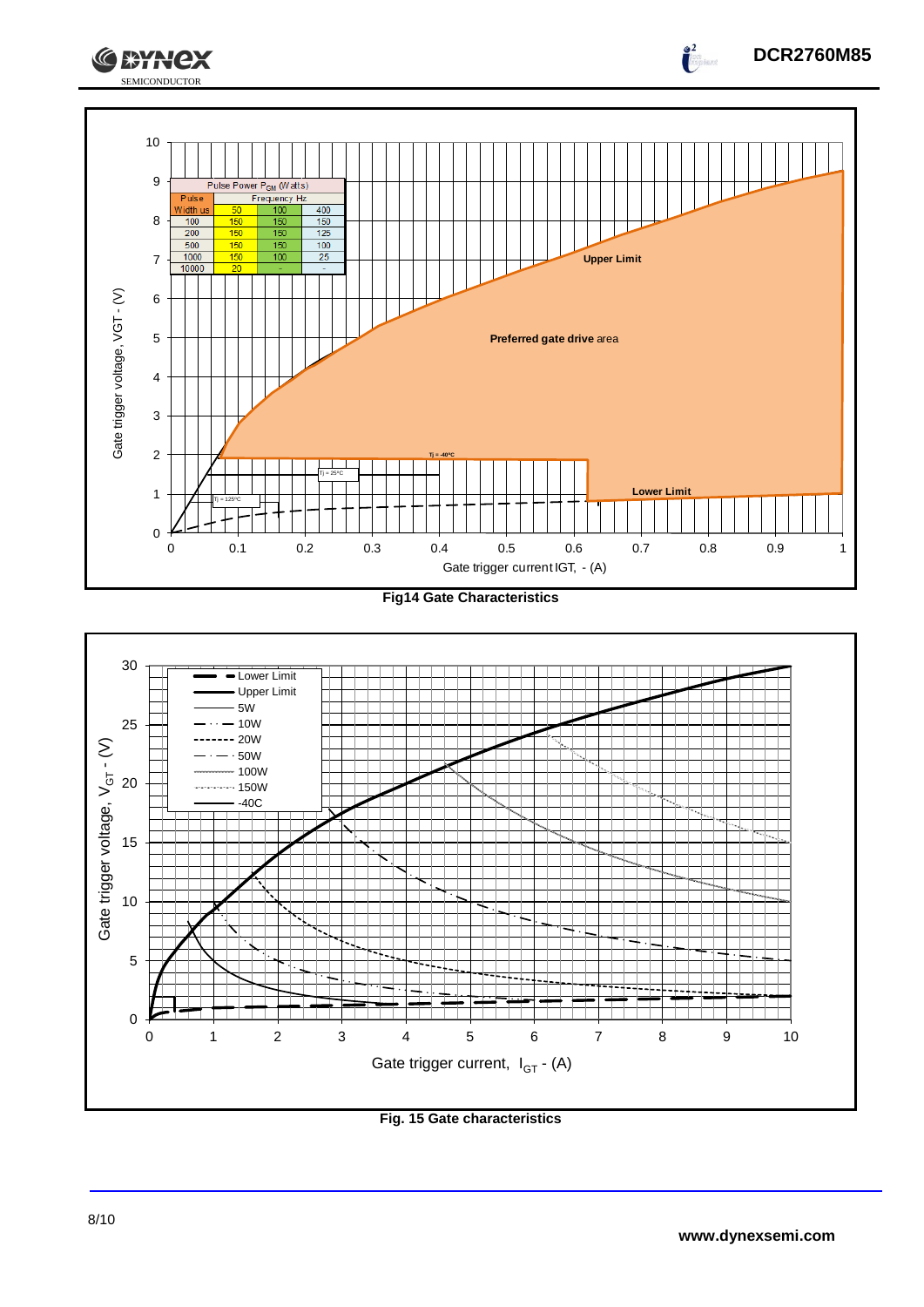| Pulse Power $P_{GM}$ (Watts) | | | |
|---|---|---|---|
| Pulse Width us | Frequency Hz | | |
| | 50 | 100 | 400 |
| 100 | 150 | 150 | 150 |
| 200 | 150 | 150 | 125 |
| 500 | 150 | 150 | 100 |
| 1000 | 150 | 100 | 25 |
| 10000 | 20 | - | - |

**Fig14 Gate Characteristics**

**Fig. 15 Gate characteristics**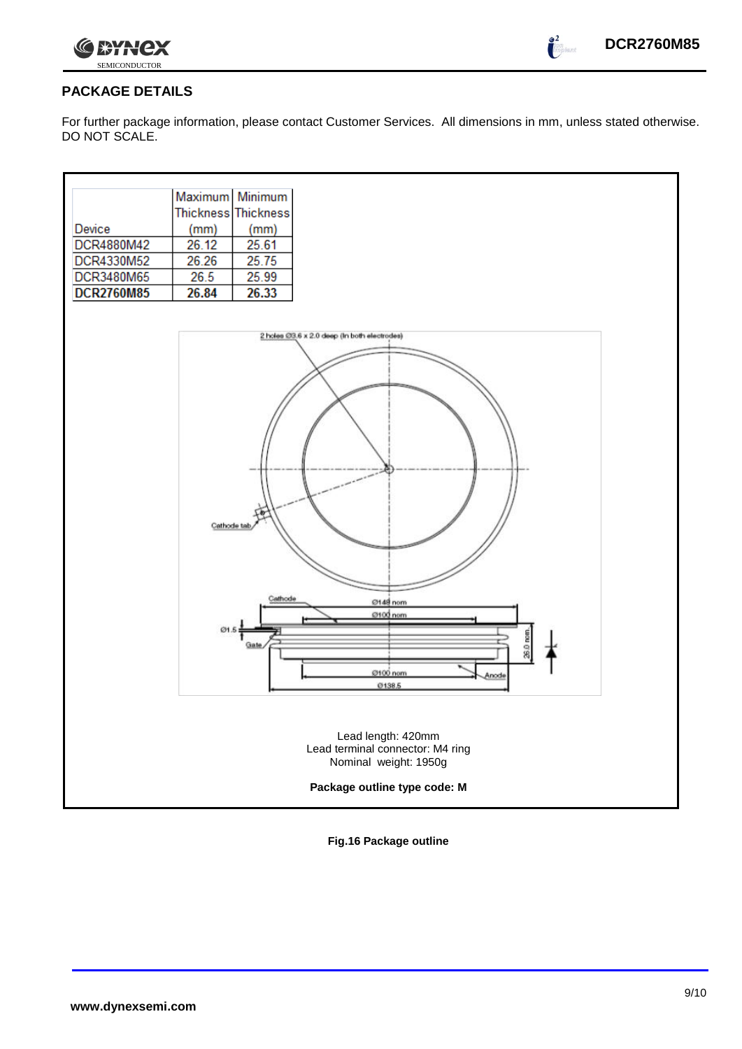## PACKAGE DETAILS

For further package information, please contact Customer Services. All dimensions in mm, unless stated otherwise. DO NOT SCALE.

| Device | Maximum Thickness (mm) | Minimum Thickness (mm) |
|---|---|---|
| DCR4880M42 | 26.12 | 25.61 |
| DCR4330M52 | 26.26 | 25.75 |
| DCR3480M65 | 26.5 | 25.99 |
| **DCR2760M85** | **26.84** | **26.33** |

2 holes Ø3.6 x 2.0 deep (In both electrodes)

Cathode tab

Cathode

Ø148 nom

Ø100 nom

Ø1.5

Gate

26.0 nom.

Ø100 nom

Anode

Ø138.5

Lead length: 420mm
Lead terminal connector: M4 ring
Nominal weight: 1950g

**Package outline type code: M**

**Fig.16 Package outline**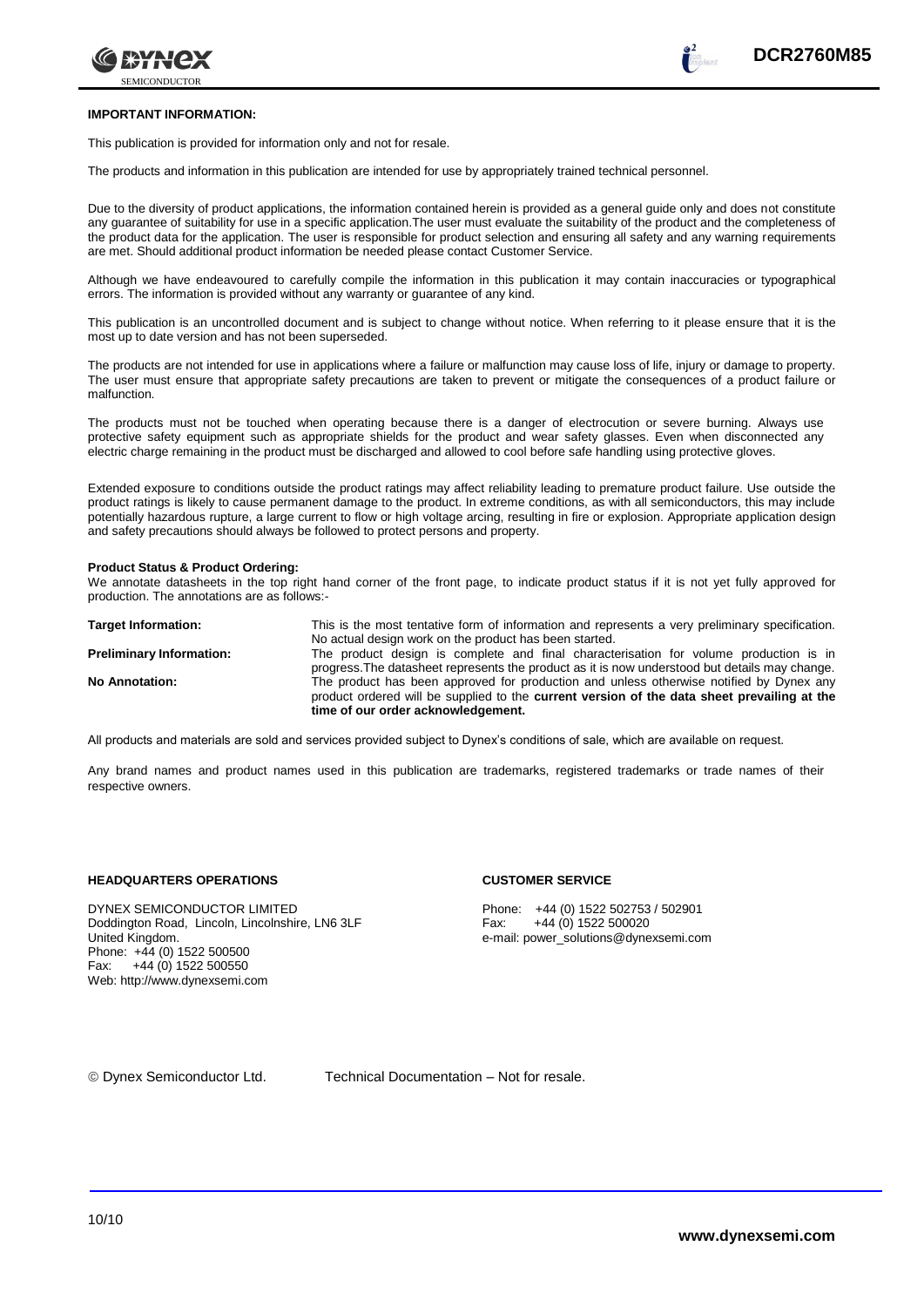**IMPORTANT INFORMATION:**

This publication is provided for information only and not for resale.

The products and information in this publication are intended for use by appropriately trained technical personnel.

Due to the diversity of product applications, the information contained herein is provided as a general guide only and does not constitute any guarantee of suitability for use in a specific application.The user must evaluate the suitability of the product and the completeness of the product data for the application. The user is responsible for product selection and ensuring all safety and any warning requirements are met. Should additional product information be needed please contact Customer Service.

Although we have endeavoured to carefully compile the information in this publication it may contain inaccuracies or typographical errors. The information is provided without any warranty or guarantee of any kind.

This publication is an uncontrolled document and is subject to change without notice. When referring to it please ensure that it is the most up to date version and has not been superseded.

The products are not intended for use in applications where a failure or malfunction may cause loss of life, injury or damage to property. The user must ensure that appropriate safety precautions are taken to prevent or mitigate the consequences of a product failure or malfunction.

The products must not be touched when operating because there is a danger of electrocution or severe burning. Always use protective safety equipment such as appropriate shields for the product and wear safety glasses. Even when disconnected any electric charge remaining in the product must be discharged and allowed to cool before safe handling using protective gloves.

Extended exposure to conditions outside the product ratings may affect reliability leading to premature product failure. Use outside the product ratings is likely to cause permanent damage to the product. In extreme conditions, as with all semiconductors, this may include potentially hazardous rupture, a large current to flow or high voltage arcing, resulting in fire or explosion. Appropriate application design and safety precautions should always be followed to protect persons and property.

**Product Status & Product Ordering:**

We annotate datasheets in the top right hand corner of the front page, to indicate product status if it is not yet fully approved for production. The annotations are as follows:-

| | |
|---|---|
| **Target Information:** | This is the most tentative form of information and represents a very preliminary specification. No actual design work on the product has been started. |
| **Preliminary Information:** | The product design is complete and final characterisation for volume production is in progress.The datasheet represents the product as it is now understood but details may change. |
| **No Annotation:** | The product has been approved for production and unless otherwise notified by Dynex any product ordered will be supplied to the **current version of the data sheet prevailing at the time of our order acknowledgement.** |

All products and materials are sold and services provided subject to Dynex's conditions of sale, which are available on request.

Any brand names and product names used in this publication are trademarks, registered trademarks or trade names of their respective owners.

**HEADQUARTERS OPERATIONS**

DYNEX SEMICONDUCTOR LIMITED
Doddington Road, Lincoln, Lincolnshire, LN6 3LF
United Kingdom.
Phone: +44 (0) 1522 500500
Fax: +44 (0) 1522 500550
Web: http://www.dynexsemi.com

**CUSTOMER SERVICE**

Phone: +44 (0) 1522 502753 / 502901
Fax: +44 (0) 1522 500020
e-mail: power_solutions@dynexsemi.com

© Dynex Semiconductor Ltd. Technical Documentation – Not for resale.